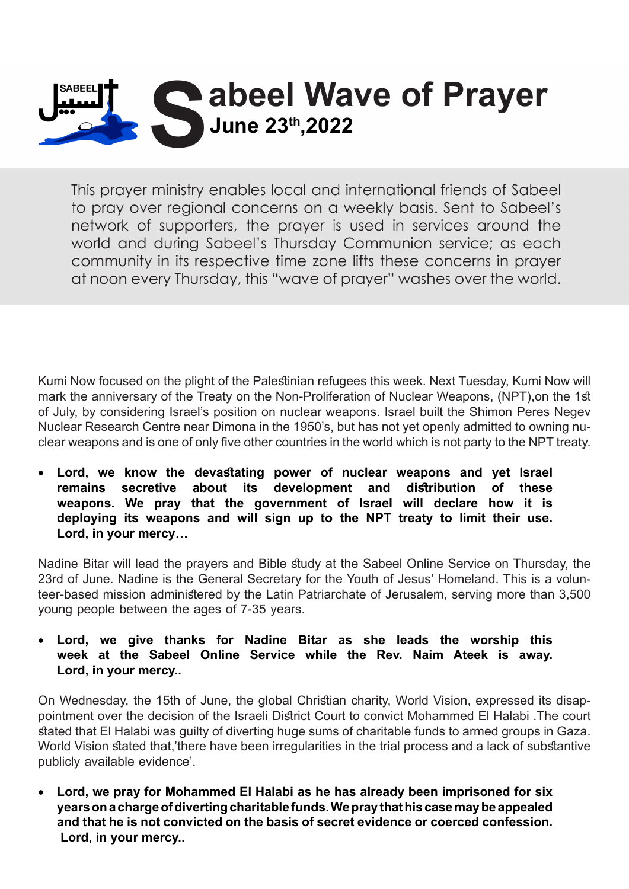# Sabeel Wave of Prayer

**June 23th,2022**

This prayer ministry enables local and international friends of Sabeel to pray over regional concerns on a weekly basis. Sent to Sabeel's network of supporters, the prayer is used in services around the world and during Sabeel's Thursday Communion service; as each community in its respective time zone lifts these concerns in prayer at noon every Thursday, this "wave of prayer" washes over the world.

Kumi Now focused on the plight of the Palestinian refugees this week. Next Tuesday, Kumi Now will mark the anniversary of the Treaty on the Non-Proliferation of Nuclear Weapons, (NPT),on the 1st of July, by considering Israel's position on nuclear weapons. Israel built the Shimon Peres Negev Nuclear Research Centre near Dimona in the 1950's, but has not yet openly admitted to owning nuclear weapons and is one of only five other countries in the world which is not party to the NPT treaty.

- **Lord, we know the devastating power of nuclear weapons and yet Israel remains secretive about its development and distribution of these weapons. We pray that the government of Israel will declare how it is deploying its weapons and will sign up to the NPT treaty to limit their use. Lord, in your mercy…**

Nadine Bitar will lead the prayers and Bible study at the Sabeel Online Service on Thursday, the 23rd of June. Nadine is the General Secretary for the Youth of Jesus' Homeland. This is a volunteer-based mission administered by the Latin Patriarchate of Jerusalem, serving more than 3,500 young people between the ages of 7-35 years.

- **Lord, we give thanks for Nadine Bitar as she leads the worship this week at the Sabeel Online Service while the Rev. Naim Ateek is away. Lord, in your mercy..**

On Wednesday, the 15th of June, the global Christian charity, World Vision, expressed its disappointment over the decision of the Israeli District Court to convict Mohammed El Halabi .The court stated that El Halabi was guilty of diverting huge sums of charitable funds to armed groups in Gaza. World Vision stated that,'there have been irregularities in the trial process and a lack of substantive publicly available evidence'.

- **Lord, we pray for Mohammed El Halabi as he has already been imprisoned for six years on a charge of diverting charitable funds. We pray that his case may be appealed and that he is not convicted on the basis of secret evidence or coerced confession. Lord, in your mercy..**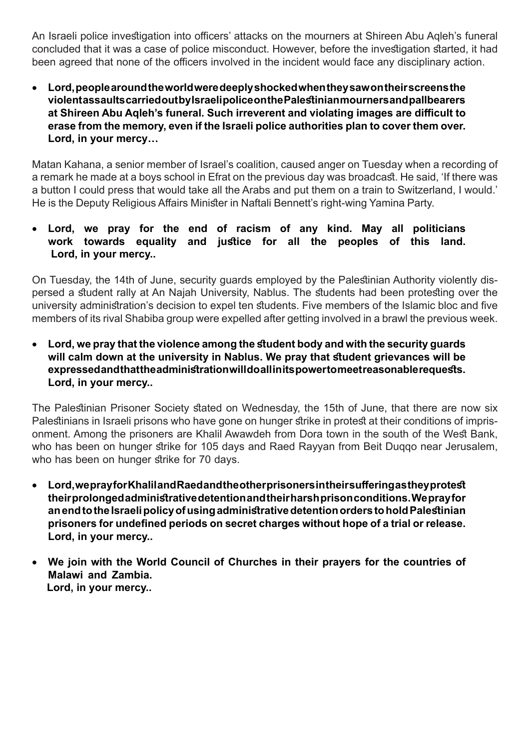An Israeli police investigation into officers' attacks on the mourners at Shireen Abu Aqleh's funeral concluded that it was a case of police misconduct. However, before the investigation started, it had been agreed that none of the officers involved in the incident would face any disciplinary action.

- **Lord, people around the world were deeply shocked when they saw on their screens the violent assaults carried out by Israeli police on the Palestinian mourners and pallbearers at Shireen Abu Aqleh's funeral. Such irreverent and violating images are difficult to erase from the memory, even if the Israeli police authorities plan to cover them over. Lord, in your mercy…**

Matan Kahana, a senior member of Israel's coalition, caused anger on Tuesday when a recording of a remark he made at a boys school in Efrat on the previous day was broadcast. He said, 'If there was a button I could press that would take all the Arabs and put them on a train to Switzerland, I would.' He is the Deputy Religious Affairs Minister in Naftali Bennett's right-wing Yamina Party.

- **Lord, we pray for the end of racism of any kind. May all politicians work towards equality and justice for all the peoples of this land. Lord, in your mercy..**

On Tuesday, the 14th of June, security guards employed by the Palestinian Authority violently dispersed a student rally at An Najah University, Nablus. The students had been protesting over the university administration's decision to expel ten students. Five members of the Islamic bloc and five members of its rival Shabiba group were expelled after getting involved in a brawl the previous week.

- **Lord, we pray that the violence among the student body and with the security guards will calm down at the university in Nablus. We pray that student grievances will be expressed and that the administration will do all in its power to meet reasonable requests. Lord, in your mercy..**

The Palestinian Prisoner Society stated on Wednesday, the 15th of June, that there are now six Palestinians in Israeli prisons who have gone on hunger strike in protest at their conditions of imprisonment. Among the prisoners are Khalil Awawdeh from Dora town in the south of the West Bank, who has been on hunger strike for 105 days and Raed Rayyan from Beit Duqqo near Jerusalem, who has been on hunger strike for 70 days.

- **Lord, we pray for Khalil and Raed and the other prisoners in their suffering as they protest their prolonged administrative detention and their harsh prison conditions. We pray for an end to the Israeli policy of using administrative detention orders to hold Palestinian prisoners for undefined periods on secret charges without hope of a trial or release. Lord, in your mercy..**

- **We join with the World Council of Churches in their prayers for the countries of Malawi and Zambia. Lord, in your mercy..**